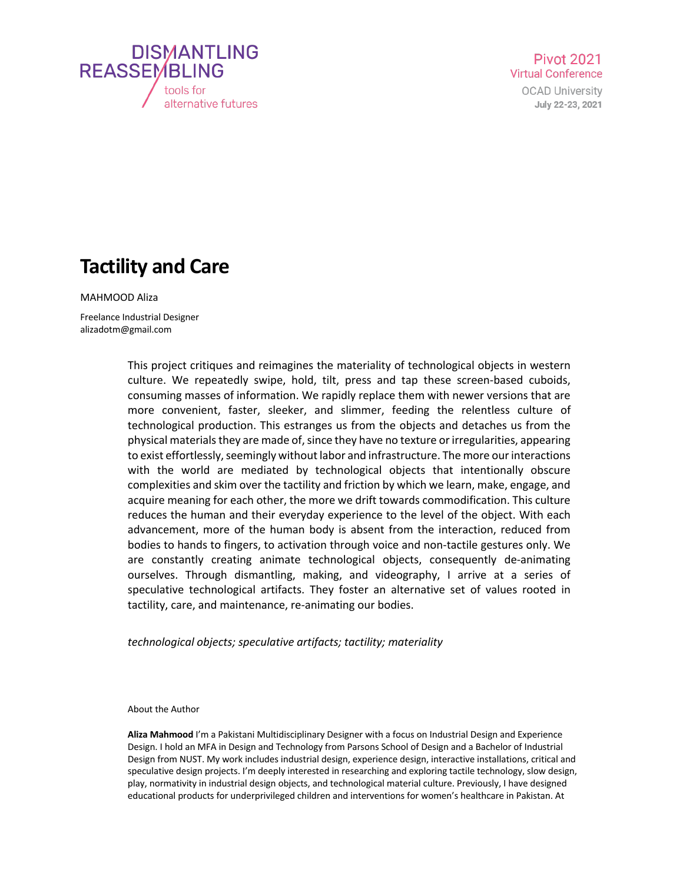# Tactility and Care

MAHMOOD Aliza

Freelance Industrial Designer
alizadotm@gmail.com

This project critiques and reimagines the materiality of technological objects in western culture. We repeatedly swipe, hold, tilt, press and tap these screen-based cuboids, consuming masses of information. We rapidly replace them with newer versions that are more convenient, faster, sleeker, and slimmer, feeding the relentless culture of technological production. This estranges us from the objects and detaches us from the physical materials they are made of, since they have no texture or irregularities, appearing to exist effortlessly, seemingly without labor and infrastructure. The more our interactions with the world are mediated by technological objects that intentionally obscure complexities and skim over the tactility and friction by which we learn, make, engage, and acquire meaning for each other, the more we drift towards commodification. This culture reduces the human and their everyday experience to the level of the object. With each advancement, more of the human body is absent from the interaction, reduced from bodies to hands to fingers, to activation through voice and non-tactile gestures only. We are constantly creating animate technological objects, consequently de-animating ourselves. Through dismantling, making, and videography, I arrive at a series of speculative technological artifacts. They foster an alternative set of values rooted in tactility, care, and maintenance, re-animating our bodies.

*technological objects; speculative artifacts; tactility; materiality*

About the Author

**Aliza Mahmood** I'm a Pakistani Multidisciplinary Designer with a focus on Industrial Design and Experience Design. I hold an MFA in Design and Technology from Parsons School of Design and a Bachelor of Industrial Design from NUST. My work includes industrial design, experience design, interactive installations, critical and speculative design projects. I'm deeply interested in researching and exploring tactile technology, slow design, play, normativity in industrial design objects, and technological material culture. Previously, I have designed educational products for underprivileged children and interventions for women's healthcare in Pakistan. At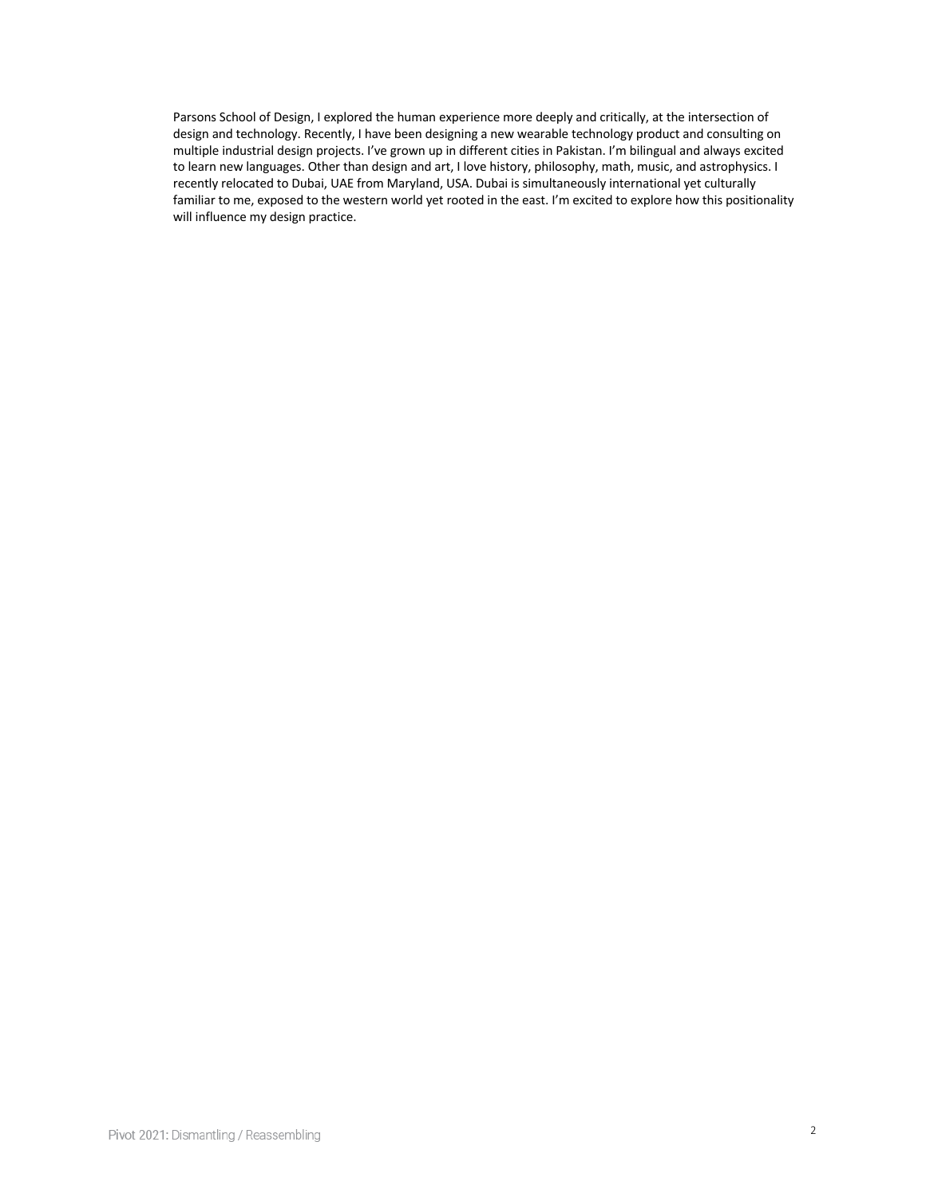Parsons School of Design, I explored the human experience more deeply and critically, at the intersection of design and technology. Recently, I have been designing a new wearable technology product and consulting on multiple industrial design projects. I've grown up in different cities in Pakistan. I'm bilingual and always excited to learn new languages. Other than design and art, I love history, philosophy, math, music, and astrophysics. I recently relocated to Dubai, UAE from Maryland, USA. Dubai is simultaneously international yet culturally familiar to me, exposed to the western world yet rooted in the east. I'm excited to explore how this positionality will influence my design practice.